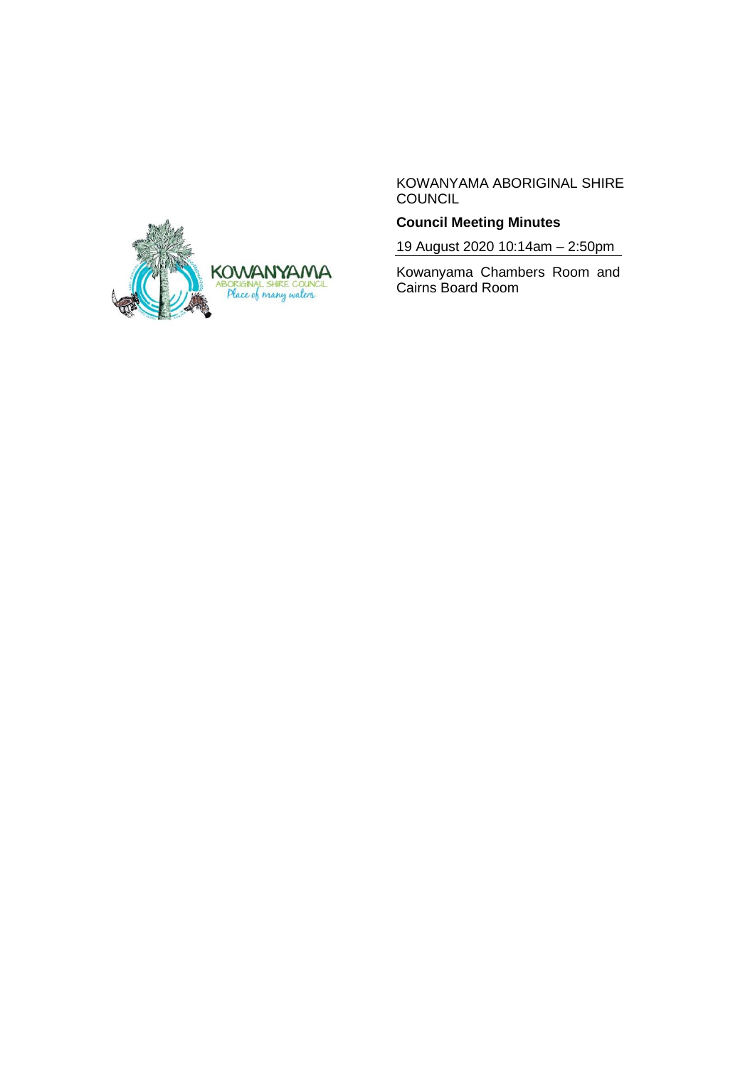KOWANYAMA ABORIGINAL SHIRE COUNCIL

**Council Meeting Minutes**

19 August 2020 10:14am – 2:50pm

Kowanyama Chambers Room and Cairns Board Room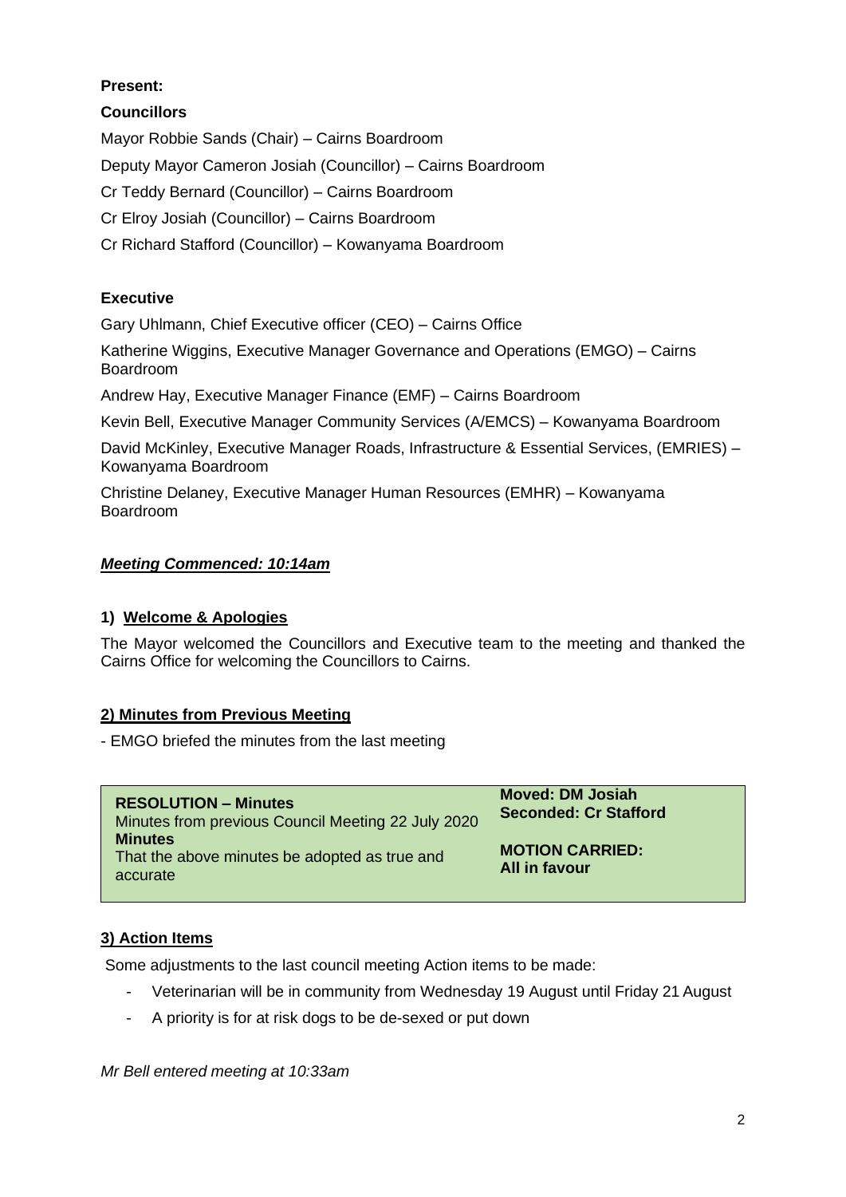**Present:**

**Councillors**

Mayor Robbie Sands (Chair) – Cairns Boardroom

Deputy Mayor Cameron Josiah (Councillor) – Cairns Boardroom

Cr Teddy Bernard (Councillor) – Cairns Boardroom

Cr Elroy Josiah (Councillor) – Cairns Boardroom

Cr Richard Stafford (Councillor) – Kowanyama Boardroom

**Executive**

Gary Uhlmann, Chief Executive officer (CEO) – Cairns Office

Katherine Wiggins, Executive Manager Governance and Operations (EMGO) – Cairns Boardroom

Andrew Hay, Executive Manager Finance (EMF) – Cairns Boardroom

Kevin Bell, Executive Manager Community Services (A/EMCS) – Kowanyama Boardroom

David McKinley, Executive Manager Roads, Infrastructure & Essential Services, (EMRIES) – Kowanyama Boardroom

Christine Delaney, Executive Manager Human Resources (EMHR) – Kowanyama Boardroom

***Meeting Commenced: 10:14am***

## 1) Welcome & Apologies

The Mayor welcomed the Councillors and Executive team to the meeting and thanked the Cairns Office for welcoming the Councillors to Cairns.

## 2) Minutes from Previous Meeting

- EMGO briefed the minutes from the last meeting

| **RESOLUTION – Minutes**<br>Minutes from previous Council Meeting 22 July 2020<br>**Minutes**<br>That the above minutes be adopted as true and accurate | **Moved: DM Josiah**<br>**Seconded: Cr Stafford**<br><br>**MOTION CARRIED:**<br>**All in favour** |
|---|---|

## 3) Action Items

Some adjustments to the last council meeting Action items to be made:

- Veterinarian will be in community from Wednesday 19 August until Friday 21 August
- A priority is for at risk dogs to be de-sexed or put down

*Mr Bell entered meeting at 10:33am*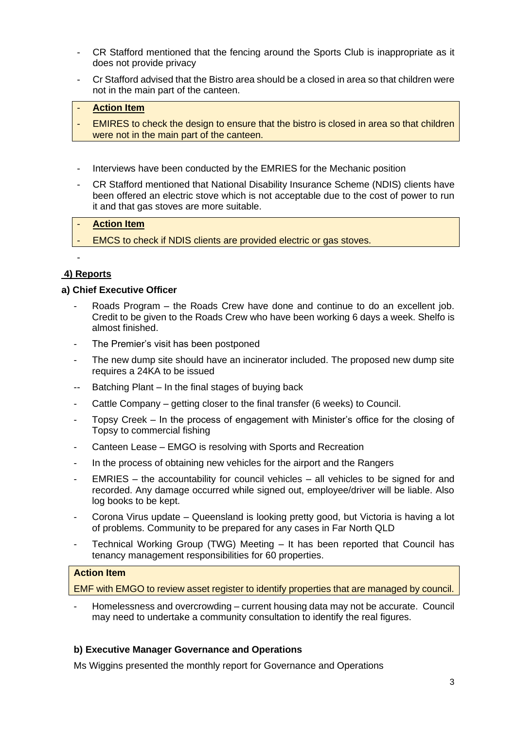- CR Stafford mentioned that the fencing around the Sports Club is inappropriate as it does not provide privacy
- Cr Stafford advised that the Bistro area should be a closed in area so that children were not in the main part of the canteen.

- **Action Item**
- EMIRES to check the design to ensure that the bistro is closed in area so that children were not in the main part of the canteen.

- Interviews have been conducted by the EMRIES for the Mechanic position
- CR Stafford mentioned that National Disability Insurance Scheme (NDIS) clients have been offered an electric stove which is not acceptable due to the cost of power to run it and that gas stoves are more suitable.

- **Action Item**
- EMCS to check if NDIS clients are provided electric or gas stoves.

-

## 4) Reports

### a) Chief Executive Officer

- Roads Program – the Roads Crew have done and continue to do an excellent job. Credit to be given to the Roads Crew who have been working 6 days a week. Shelfo is almost finished.
- The Premier's visit has been postponed
- The new dump site should have an incinerator included. The proposed new dump site requires a 24KA to be issued
- -- Batching Plant – In the final stages of buying back
- Cattle Company – getting closer to the final transfer (6 weeks) to Council.
- Topsy Creek – In the process of engagement with Minister's office for the closing of Topsy to commercial fishing
- Canteen Lease – EMGO is resolving with Sports and Recreation
- In the process of obtaining new vehicles for the airport and the Rangers
- EMRIES – the accountability for council vehicles – all vehicles to be signed for and recorded. Any damage occurred while signed out, employee/driver will be liable. Also log books to be kept.
- Corona Virus update – Queensland is looking pretty good, but Victoria is having a lot of problems. Community to be prepared for any cases in Far North QLD
- Technical Working Group (TWG) Meeting – It has been reported that Council has tenancy management responsibilities for 60 properties.

**Action Item**

EMF with EMGO to review asset register to identify properties that are managed by council.

- Homelessness and overcrowding – current housing data may not be accurate. Council may need to undertake a community consultation to identify the real figures.

### b) Executive Manager Governance and Operations

Ms Wiggins presented the monthly report for Governance and Operations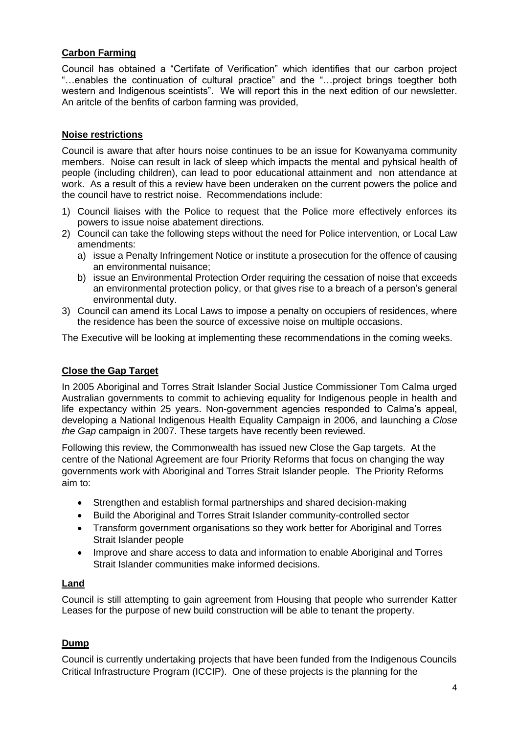## **Carbon Farming**

Council has obtained a "Certifate of Verification" which identifies that our carbon project "…enables the continuation of cultural practice" and the "…project brings toegther both western and Indigenous sceintists". We will report this in the next edition of our newsletter. An aritcle of the benfits of carbon farming was provided,

## **Noise restrictions**

Council is aware that after hours noise continues to be an issue for Kowanyama community members. Noise can result in lack of sleep which impacts the mental and pyhsical health of people (including children), can lead to poor educational attainment and non attendance at work. As a result of this a review have been underaken on the current powers the police and the council have to restrict noise. Recommendations include:

1) Council liaises with the Police to request that the Police more effectively enforces its powers to issue noise abatement directions.
2) Council can take the following steps without the need for Police intervention, or Local Law amendments:
   a) issue a Penalty Infringement Notice or institute a prosecution for the offence of causing an environmental nuisance;
   b) issue an Environmental Protection Order requiring the cessation of noise that exceeds an environmental protection policy, or that gives rise to a breach of a person's general environmental duty.
3) Council can amend its Local Laws to impose a penalty on occupiers of residences, where the residence has been the source of excessive noise on multiple occasions.

The Executive will be looking at implementing these recommendations in the coming weeks.

## **Close the Gap Target**

In 2005 Aboriginal and Torres Strait Islander Social Justice Commissioner Tom Calma urged Australian governments to commit to achieving equality for Indigenous people in health and life expectancy within 25 years. Non-government agencies responded to Calma's appeal, developing a National Indigenous Health Equality Campaign in 2006, and launching a *Close the Gap* campaign in 2007. These targets have recently been reviewed.

Following this review, the Commonwealth has issued new Close the Gap targets. At the centre of the National Agreement are four Priority Reforms that focus on changing the way governments work with Aboriginal and Torres Strait Islander people. The Priority Reforms aim to:

- Strengthen and establish formal partnerships and shared decision-making
- Build the Aboriginal and Torres Strait Islander community-controlled sector
- Transform government organisations so they work better for Aboriginal and Torres Strait Islander people
- Improve and share access to data and information to enable Aboriginal and Torres Strait Islander communities make informed decisions.

## **Land**

Council is still attempting to gain agreement from Housing that people who surrender Katter Leases for the purpose of new build construction will be able to tenant the property.

## **Dump**

Council is currently undertaking projects that have been funded from the Indigenous Councils Critical Infrastructure Program (ICCIP). One of these projects is the planning for the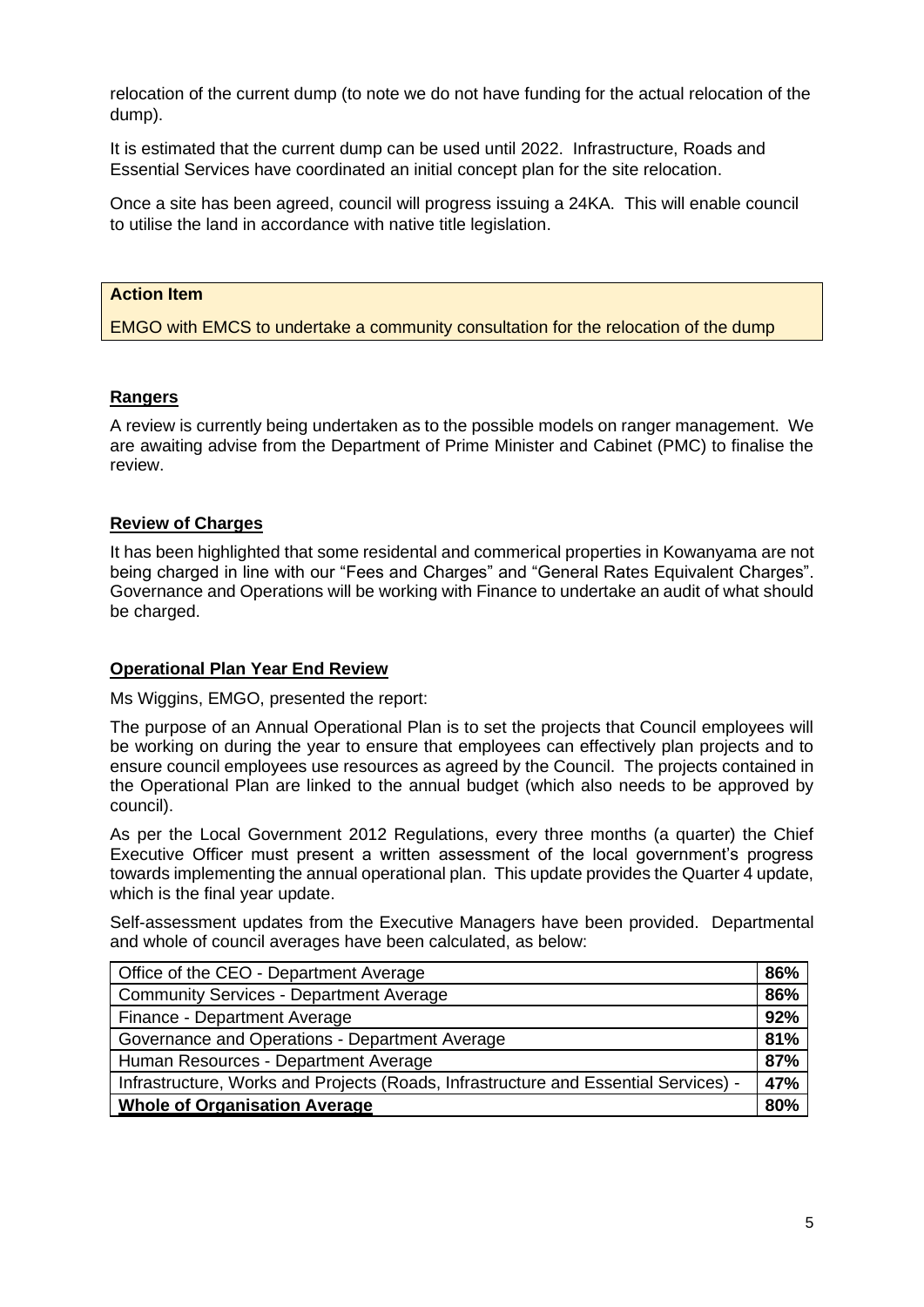relocation of the current dump (to note we do not have funding for the actual relocation of the dump).

It is estimated that the current dump can be used until 2022. Infrastructure, Roads and Essential Services have coordinated an initial concept plan for the site relocation.

Once a site has been agreed, council will progress issuing a 24KA. This will enable council to utilise the land in accordance with native title legislation.

| **Action Item** |
|---|
| EMGO with EMCS to undertake a community consultation for the relocation of the dump |

**Rangers**

A review is currently being undertaken as to the possible models on ranger management. We are awaiting advise from the Department of Prime Minister and Cabinet (PMC) to finalise the review.

**Review of Charges**

It has been highlighted that some residental and commerical properties in Kowanyama are not being charged in line with our "Fees and Charges" and "General Rates Equivalent Charges". Governance and Operations will be working with Finance to undertake an audit of what should be charged.

**Operational Plan Year End Review**

Ms Wiggins, EMGO, presented the report:

The purpose of an Annual Operational Plan is to set the projects that Council employees will be working on during the year to ensure that employees can effectively plan projects and to ensure council employees use resources as agreed by the Council. The projects contained in the Operational Plan are linked to the annual budget (which also needs to be approved by council).

As per the Local Government 2012 Regulations, every three months (a quarter) the Chief Executive Officer must present a written assessment of the local government's progress towards implementing the annual operational plan. This update provides the Quarter 4 update, which is the final year update.

Self-assessment updates from the Executive Managers have been provided. Departmental and whole of council averages have been calculated, as below:

| Department | Average |
|---|---|
| Office of the CEO - Department Average | **86%** |
| Community Services - Department Average | **86%** |
| Finance - Department Average | **92%** |
| Governance and Operations - Department Average | **81%** |
| Human Resources - Department Average | **87%** |
| Infrastructure, Works and Projects (Roads, Infrastructure and Essential Services) - | **47%** |
| **Whole of Organisation Average** | **80%** |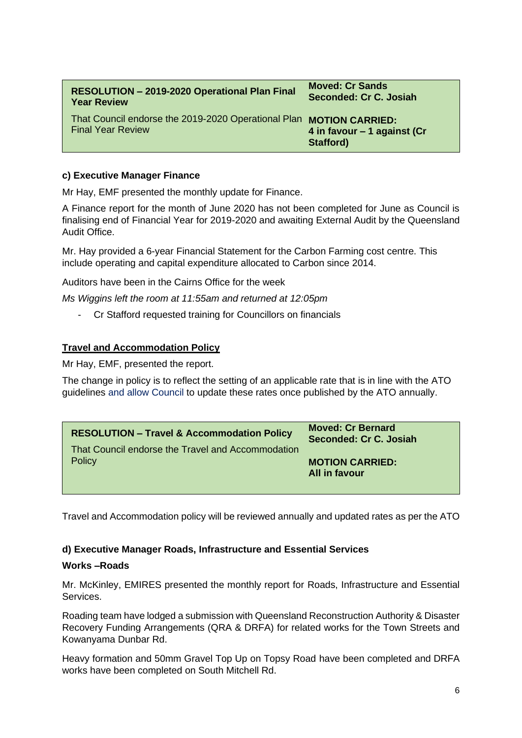| **RESOLUTION – 2019-2020 Operational Plan Final Year Review** | **Moved: Cr Sands**<br>**Seconded: Cr C. Josiah** |
|---|---|
| That Council endorse the 2019-2020 Operational Plan Final Year Review | **MOTION CARRIED:**<br>**4 in favour – 1 against (Cr Stafford)** |

**c) Executive Manager Finance**

Mr Hay, EMF presented the monthly update for Finance.

A Finance report for the month of June 2020 has not been completed for June as Council is finalising end of Financial Year for 2019-2020 and awaiting External Audit by the Queensland Audit Office.

Mr. Hay provided a 6-year Financial Statement for the Carbon Farming cost centre. This include operating and capital expenditure allocated to Carbon since 2014.

Auditors have been in the Cairns Office for the week

*Ms Wiggins left the room at 11:55am and returned at 12:05pm*

- Cr Stafford requested training for Councillors on financials

**Travel and Accommodation Policy**

Mr Hay, EMF, presented the report.

The change in policy is to reflect the setting of an applicable rate that is in line with the ATO guidelines and allow Council to update these rates once published by the ATO annually.

| **RESOLUTION – Travel & Accommodation Policy** | **Moved: Cr Bernard**<br>**Seconded: Cr C. Josiah** |
|---|---|
| That Council endorse the Travel and Accommodation Policy | **MOTION CARRIED:**<br>**All in favour** |

Travel and Accommodation policy will be reviewed annually and updated rates as per the ATO

**d) Executive Manager Roads, Infrastructure and Essential Services**

**Works –Roads**

Mr. McKinley, EMIRES presented the monthly report for Roads, Infrastructure and Essential Services.

Roading team have lodged a submission with Queensland Reconstruction Authority & Disaster Recovery Funding Arrangements (QRA & DRFA) for related works for the Town Streets and Kowanyama Dunbar Rd.

Heavy formation and 50mm Gravel Top Up on Topsy Road have been completed and DRFA works have been completed on South Mitchell Rd.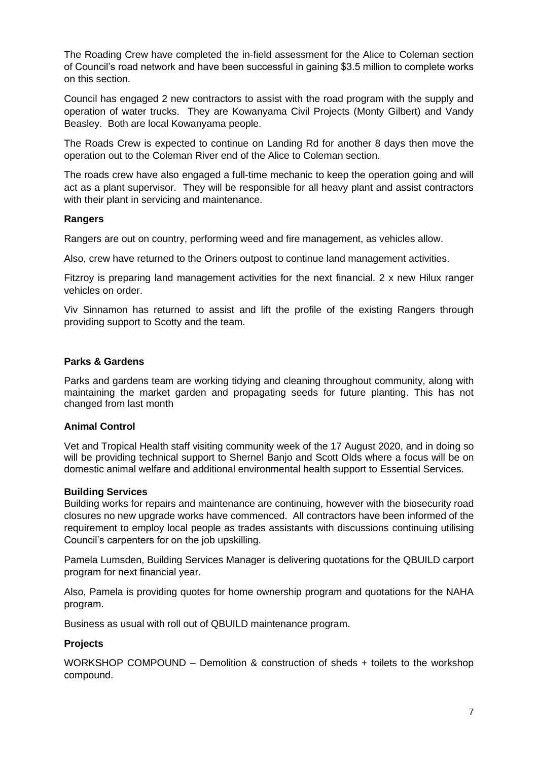The Roading Crew have completed the in-field assessment for the Alice to Coleman section of Council's road network and have been successful in gaining $3.5 million to complete works on this section.

Council has engaged 2 new contractors to assist with the road program with the supply and operation of water trucks. They are Kowanyama Civil Projects (Monty Gilbert) and Vandy Beasley. Both are local Kowanyama people.

The Roads Crew is expected to continue on Landing Rd for another 8 days then move the operation out to the Coleman River end of the Alice to Coleman section.

The roads crew have also engaged a full-time mechanic to keep the operation going and will act as a plant supervisor. They will be responsible for all heavy plant and assist contractors with their plant in servicing and maintenance.

**Rangers**

Rangers are out on country, performing weed and fire management, as vehicles allow.

Also, crew have returned to the Oriners outpost to continue land management activities.

Fitzroy is preparing land management activities for the next financial. 2 x new Hilux ranger vehicles on order.

Viv Sinnamon has returned to assist and lift the profile of the existing Rangers through providing support to Scotty and the team.

**Parks & Gardens**

Parks and gardens team are working tidying and cleaning throughout community, along with maintaining the market garden and propagating seeds for future planting. This has not changed from last month

**Animal Control**

Vet and Tropical Health staff visiting community week of the 17 August 2020, and in doing so will be providing technical support to Shernel Banjo and Scott Olds where a focus will be on domestic animal welfare and additional environmental health support to Essential Services.

**Building Services**

Building works for repairs and maintenance are continuing, however with the biosecurity road closures no new upgrade works have commenced. All contractors have been informed of the requirement to employ local people as trades assistants with discussions continuing utilising Council's carpenters for on the job upskilling.

Pamela Lumsden, Building Services Manager is delivering quotations for the QBUILD carport program for next financial year.

Also, Pamela is providing quotes for home ownership program and quotations for the NAHA program.

Business as usual with roll out of QBUILD maintenance program.

**Projects**

WORKSHOP COMPOUND – Demolition & construction of sheds + toilets to the workshop compound.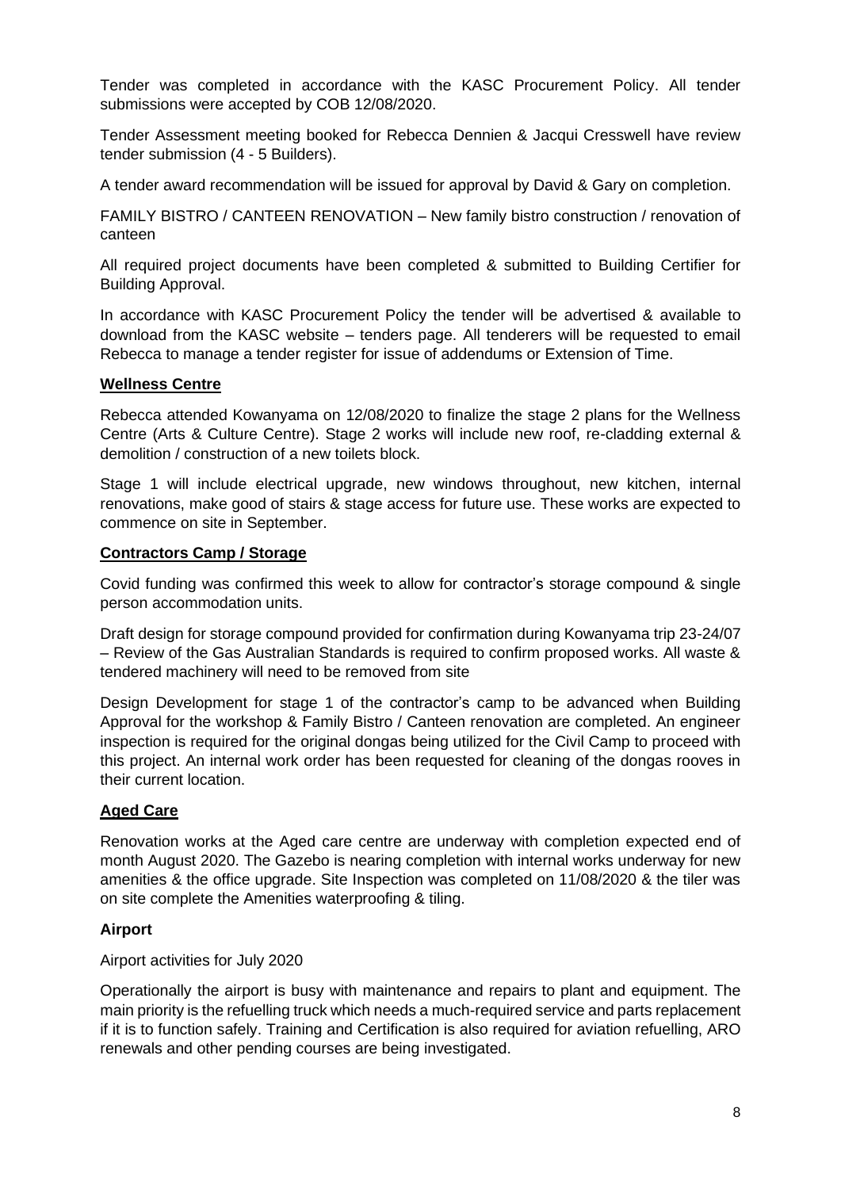Tender was completed in accordance with the KASC Procurement Policy. All tender submissions were accepted by COB 12/08/2020.

Tender Assessment meeting booked for Rebecca Dennien & Jacqui Cresswell have review tender submission (4 - 5 Builders).

A tender award recommendation will be issued for approval by David & Gary on completion.

FAMILY BISTRO / CANTEEN RENOVATION – New family bistro construction / renovation of canteen

All required project documents have been completed & submitted to Building Certifier for Building Approval.

In accordance with KASC Procurement Policy the tender will be advertised & available to download from the KASC website – tenders page. All tenderers will be requested to email Rebecca to manage a tender register for issue of addendums or Extension of Time.

## Wellness Centre

Rebecca attended Kowanyama on 12/08/2020 to finalize the stage 2 plans for the Wellness Centre (Arts & Culture Centre). Stage 2 works will include new roof, re-cladding external & demolition / construction of a new toilets block.

Stage 1 will include electrical upgrade, new windows throughout, new kitchen, internal renovations, make good of stairs & stage access for future use. These works are expected to commence on site in September.

## Contractors Camp / Storage

Covid funding was confirmed this week to allow for contractor's storage compound & single person accommodation units.

Draft design for storage compound provided for confirmation during Kowanyama trip 23-24/07 – Review of the Gas Australian Standards is required to confirm proposed works. All waste & tendered machinery will need to be removed from site

Design Development for stage 1 of the contractor's camp to be advanced when Building Approval for the workshop & Family Bistro / Canteen renovation are completed. An engineer inspection is required for the original dongas being utilized for the Civil Camp to proceed with this project. An internal work order has been requested for cleaning of the dongas rooves in their current location.

## Aged Care

Renovation works at the Aged care centre are underway with completion expected end of month August 2020. The Gazebo is nearing completion with internal works underway for new amenities & the office upgrade. Site Inspection was completed on 11/08/2020 & the tiler was on site complete the Amenities waterproofing & tiling.

## Airport

Airport activities for July 2020

Operationally the airport is busy with maintenance and repairs to plant and equipment. The main priority is the refuelling truck which needs a much-required service and parts replacement if it is to function safely. Training and Certification is also required for aviation refuelling, ARO renewals and other pending courses are being investigated.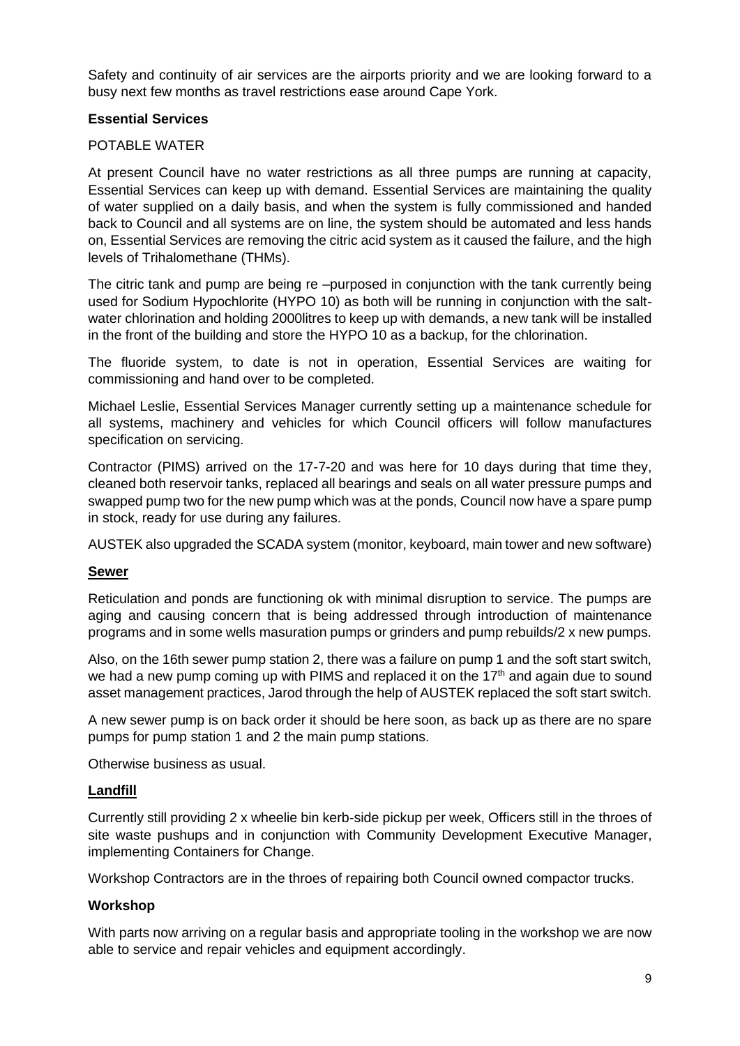Safety and continuity of air services are the airports priority and we are looking forward to a busy next few months as travel restrictions ease around Cape York.

**Essential Services**

POTABLE WATER

At present Council have no water restrictions as all three pumps are running at capacity, Essential Services can keep up with demand. Essential Services are maintaining the quality of water supplied on a daily basis, and when the system is fully commissioned and handed back to Council and all systems are on line, the system should be automated and less hands on, Essential Services are removing the citric acid system as it caused the failure, and the high levels of Trihalomethane (THMs).

The citric tank and pump are being re –purposed in conjunction with the tank currently being used for Sodium Hypochlorite (HYPO 10) as both will be running in conjunction with the salt-water chlorination and holding 2000litres to keep up with demands, a new tank will be installed in the front of the building and store the HYPO 10 as a backup, for the chlorination.

The fluoride system, to date is not in operation, Essential Services are waiting for commissioning and hand over to be completed.

Michael Leslie, Essential Services Manager currently setting up a maintenance schedule for all systems, machinery and vehicles for which Council officers will follow manufactures specification on servicing.

Contractor (PIMS) arrived on the 17-7-20 and was here for 10 days during that time they, cleaned both reservoir tanks, replaced all bearings and seals on all water pressure pumps and swapped pump two for the new pump which was at the ponds, Council now have a spare pump in stock, ready for use during any failures.

AUSTEK also upgraded the SCADA system (monitor, keyboard, main tower and new software)

**Sewer**

Reticulation and ponds are functioning ok with minimal disruption to service. The pumps are aging and causing concern that is being addressed through introduction of maintenance programs and in some wells masuration pumps or grinders and pump rebuilds/2 x new pumps.

Also, on the 16th sewer pump station 2, there was a failure on pump 1 and the soft start switch, we had a new pump coming up with PIMS and replaced it on the 17th and again due to sound asset management practices, Jarod through the help of AUSTEK replaced the soft start switch.

A new sewer pump is on back order it should be here soon, as back up as there are no spare pumps for pump station 1 and 2 the main pump stations.

Otherwise business as usual.

**Landfill**

Currently still providing 2 x wheelie bin kerb-side pickup per week, Officers still in the throes of site waste pushups and in conjunction with Community Development Executive Manager, implementing Containers for Change.

Workshop Contractors are in the throes of repairing both Council owned compactor trucks.

**Workshop**

With parts now arriving on a regular basis and appropriate tooling in the workshop we are now able to service and repair vehicles and equipment accordingly.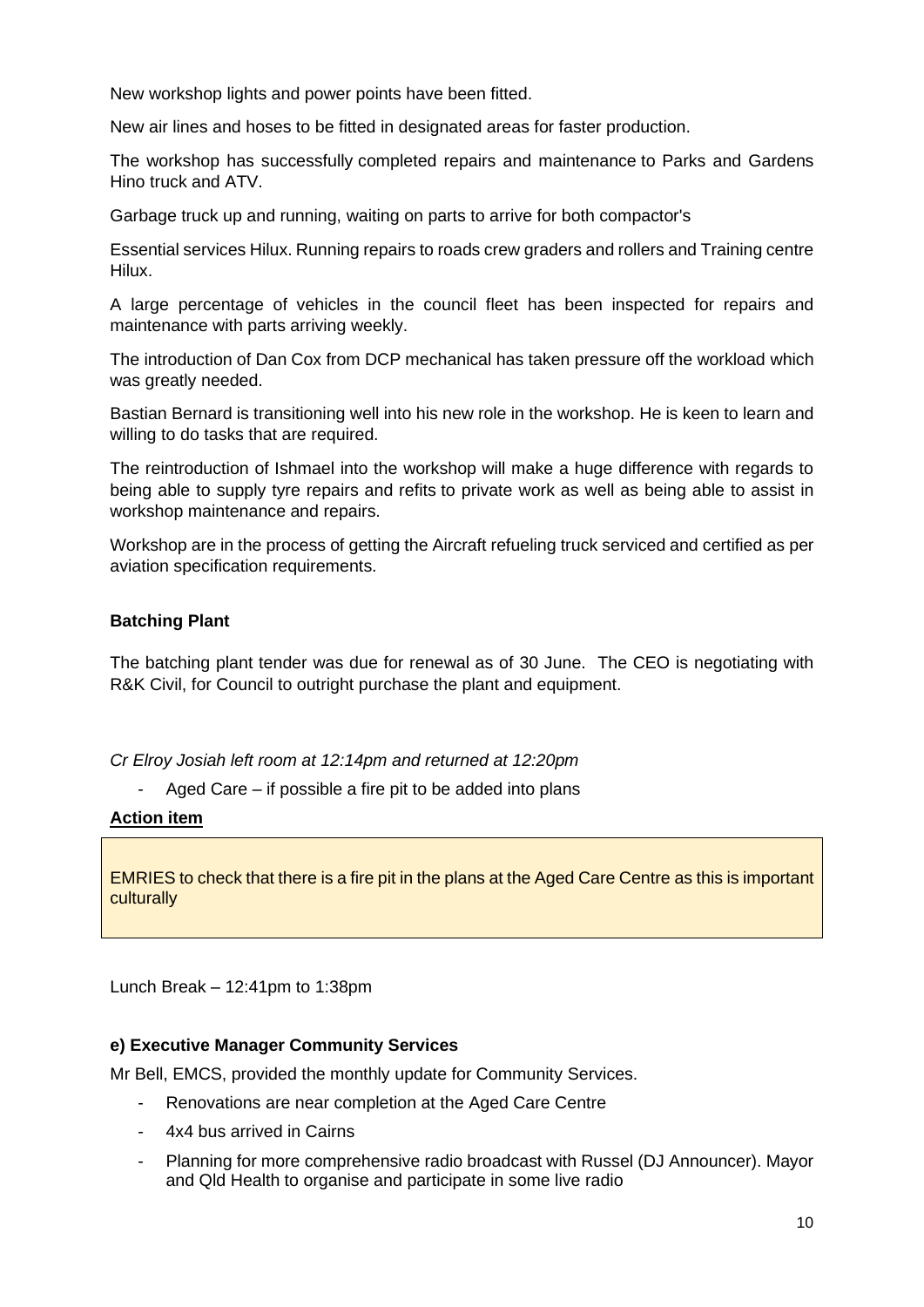New workshop lights and power points have been fitted.

New air lines and hoses to be fitted in designated areas for faster production.

The workshop has successfully completed repairs and maintenance to Parks and Gardens Hino truck and ATV.

Garbage truck up and running, waiting on parts to arrive for both compactor's

Essential services Hilux. Running repairs to roads crew graders and rollers and Training centre Hilux.

A large percentage of vehicles in the council fleet has been inspected for repairs and maintenance with parts arriving weekly.

The introduction of Dan Cox from DCP mechanical has taken pressure off the workload which was greatly needed.

Bastian Bernard is transitioning well into his new role in the workshop. He is keen to learn and willing to do tasks that are required.

The reintroduction of Ishmael into the workshop will make a huge difference with regards to being able to supply tyre repairs and refits to private work as well as being able to assist in workshop maintenance and repairs.

Workshop are in the process of getting the Aircraft refueling truck serviced and certified as per aviation specification requirements.

**Batching Plant**

The batching plant tender was due for renewal as of 30 June. The CEO is negotiating with R&K Civil, for Council to outright purchase the plant and equipment.

*Cr Elroy Josiah left room at 12:14pm and returned at 12:20pm*

- Aged Care – if possible a fire pit to be added into plans

**Action item**

EMRIES to check that there is a fire pit in the plans at the Aged Care Centre as this is important culturally

Lunch Break – 12:41pm to 1:38pm

**e) Executive Manager Community Services**

Mr Bell, EMCS, provided the monthly update for Community Services.

- Renovations are near completion at the Aged Care Centre
- 4x4 bus arrived in Cairns
- Planning for more comprehensive radio broadcast with Russel (DJ Announcer). Mayor and Qld Health to organise and participate in some live radio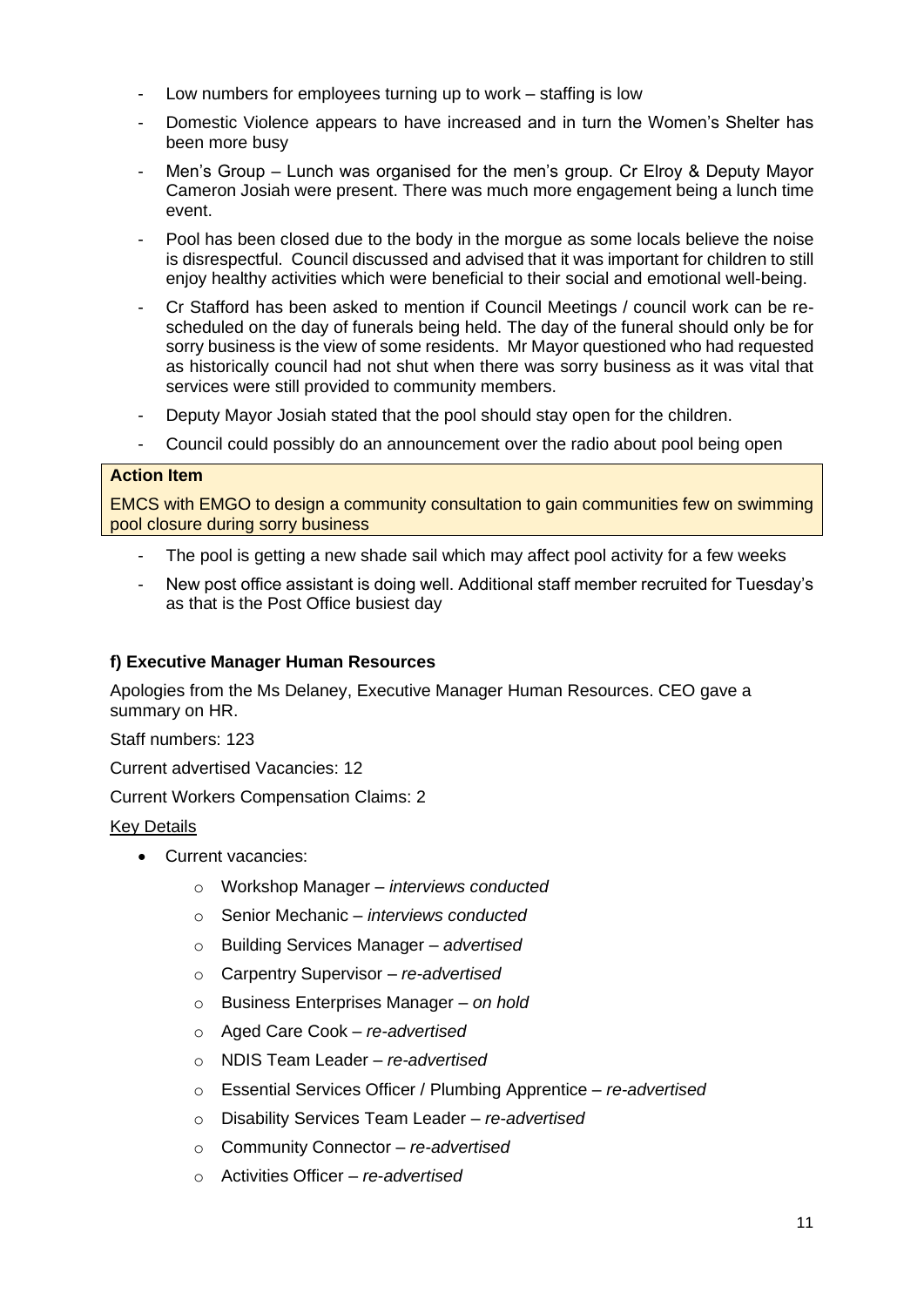- Low numbers for employees turning up to work – staffing is low
- Domestic Violence appears to have increased and in turn the Women's Shelter has been more busy
- Men's Group – Lunch was organised for the men's group. Cr Elroy & Deputy Mayor Cameron Josiah were present. There was much more engagement being a lunch time event.
- Pool has been closed due to the body in the morgue as some locals believe the noise is disrespectful. Council discussed and advised that it was important for children to still enjoy healthy activities which were beneficial to their social and emotional well-being.
- Cr Stafford has been asked to mention if Council Meetings / council work can be re-scheduled on the day of funerals being held. The day of the funeral should only be for sorry business is the view of some residents. Mr Mayor questioned who had requested as historically council had not shut when there was sorry business as it was vital that services were still provided to community members.
- Deputy Mayor Josiah stated that the pool should stay open for the children.
- Council could possibly do an announcement over the radio about pool being open

**Action Item**

EMCS with EMGO to design a community consultation to gain communities few on swimming pool closure during sorry business

- The pool is getting a new shade sail which may affect pool activity for a few weeks
- New post office assistant is doing well. Additional staff member recruited for Tuesday's as that is the Post Office busiest day

**f) Executive Manager Human Resources**

Apologies from the Ms Delaney, Executive Manager Human Resources. CEO gave a summary on HR.

Staff numbers: 123

Current advertised Vacancies: 12

Current Workers Compensation Claims: 2

Key Details

- Current vacancies:
  - Workshop Manager – *interviews conducted*
  - Senior Mechanic – *interviews conducted*
  - Building Services Manager – *advertised*
  - Carpentry Supervisor – *re-advertised*
  - Business Enterprises Manager – *on hold*
  - Aged Care Cook – *re-advertised*
  - NDIS Team Leader – *re-advertised*
  - Essential Services Officer / Plumbing Apprentice – *re-advertised*
  - Disability Services Team Leader – *re-advertised*
  - Community Connector – *re-advertised*
  - Activities Officer – *re-advertised*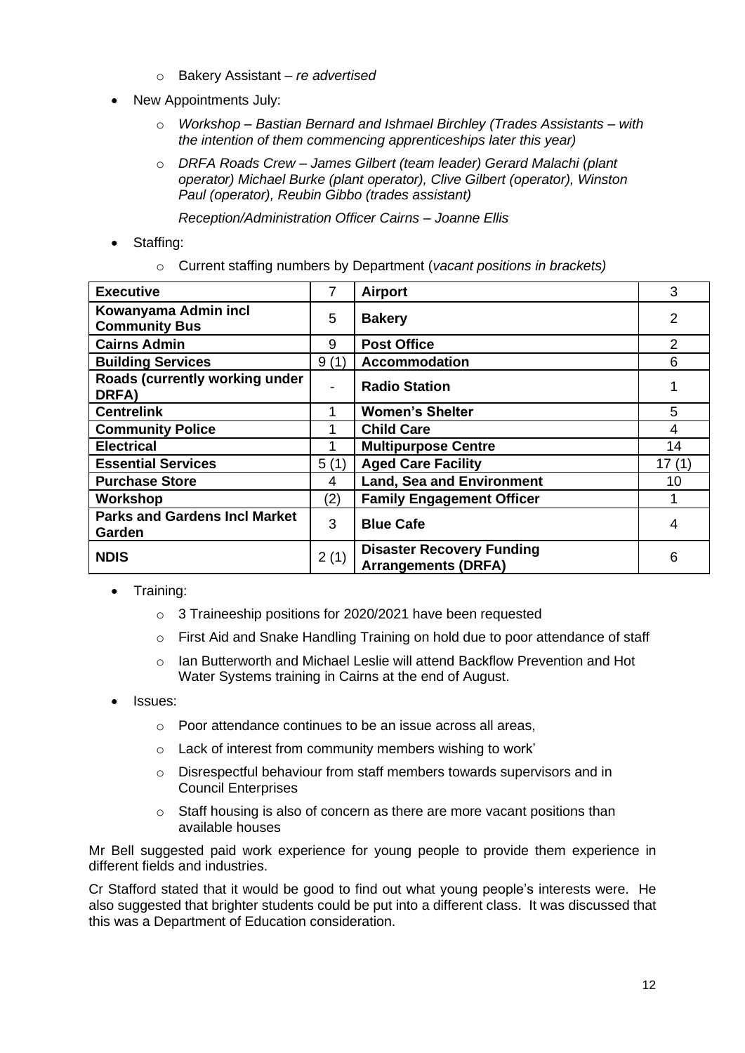- Bakery Assistant – *re advertised*
- New Appointments July:
  - *Workshop – Bastian Bernard and Ishmael Birchley (Trades Assistants – with the intention of them commencing apprenticeships later this year)*
  - *DRFA Roads Crew – James Gilbert (team leader) Gerard Malachi (plant operator) Michael Burke (plant operator), Clive Gilbert (operator), Winston Paul (operator), Reubin Gibbo (trades assistant)*

    *Reception/Administration Officer Cairns – Joanne Ellis*
- Staffing:
  - Current staffing numbers by Department (*vacant positions in brackets)*

| **Executive** | 7 | **Airport** | 3 |
|---|---|---|---|
| **Kowanyama Admin incl Community Bus** | 5 | **Bakery** | 2 |
| **Cairns Admin** | 9 | **Post Office** | 2 |
| **Building Services** | 9 (1) | **Accommodation** | 6 |
| **Roads (currently working under DRFA)** | - | **Radio Station** | 1 |
| **Centrelink** | 1 | **Women's Shelter** | 5 |
| **Community Police** | 1 | **Child Care** | 4 |
| **Electrical** | 1 | **Multipurpose Centre** | 14 |
| **Essential Services** | 5 (1) | **Aged Care Facility** | 17 (1) |
| **Purchase Store** | 4 | **Land, Sea and Environment** | 10 |
| **Workshop** | (2) | **Family Engagement Officer** | 1 |
| **Parks and Gardens Incl Market Garden** | 3 | **Blue Cafe** | 4 |
| **NDIS** | 2 (1) | **Disaster Recovery Funding Arrangements (DRFA)** | 6 |

- Training:
  - 3 Traineeship positions for 2020/2021 have been requested
  - First Aid and Snake Handling Training on hold due to poor attendance of staff
  - Ian Butterworth and Michael Leslie will attend Backflow Prevention and Hot Water Systems training in Cairns at the end of August.
- Issues:
  - Poor attendance continues to be an issue across all areas,
  - Lack of interest from community members wishing to work'
  - Disrespectful behaviour from staff members towards supervisors and in Council Enterprises
  - Staff housing is also of concern as there are more vacant positions than available houses

Mr Bell suggested paid work experience for young people to provide them experience in different fields and industries.

Cr Stafford stated that it would be good to find out what young people's interests were. He also suggested that brighter students could be put into a different class. It was discussed that this was a Department of Education consideration.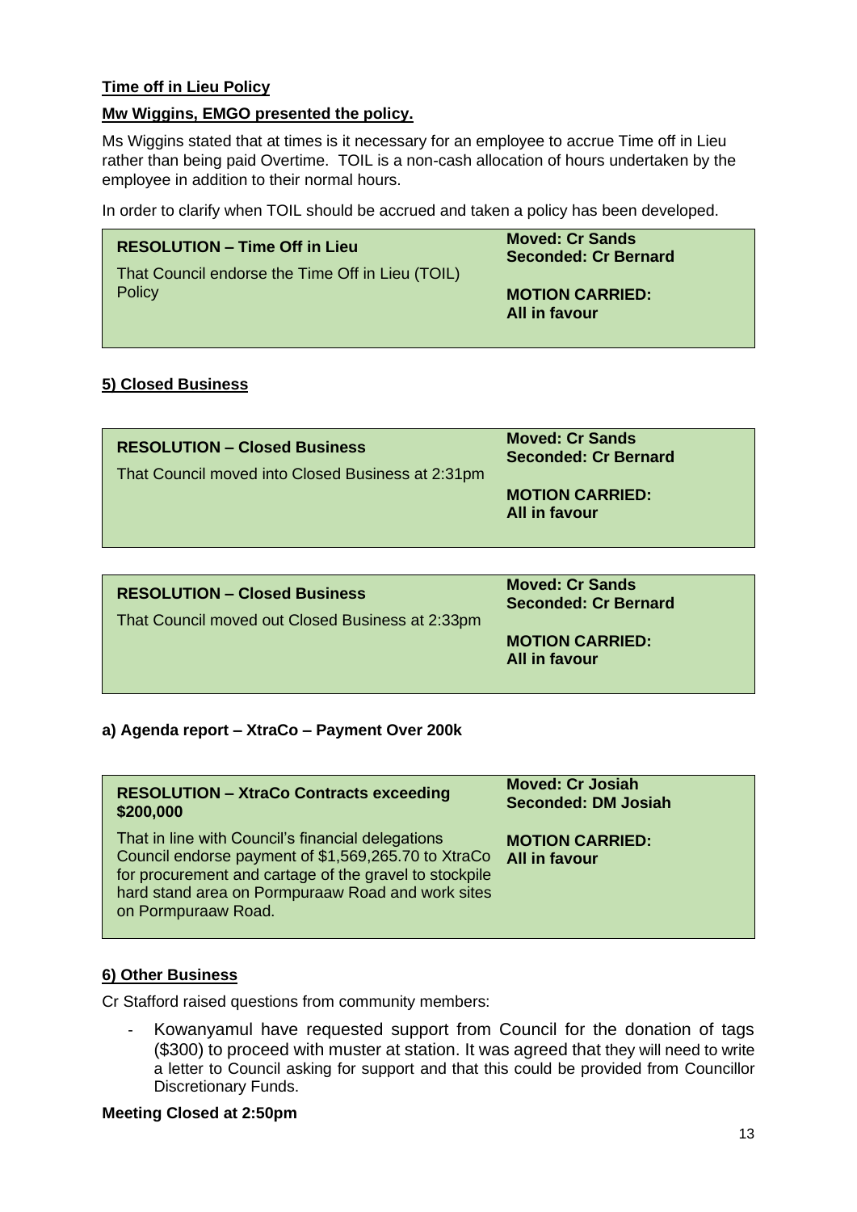**Time off in Lieu Policy**

**Mw Wiggins, EMGO presented the policy.**

Ms Wiggins stated that at times is it necessary for an employee to accrue Time off in Lieu rather than being paid Overtime. TOIL is a non-cash allocation of hours undertaken by the employee in addition to their normal hours.

In order to clarify when TOIL should be accrued and taken a policy has been developed.

| | |
|---|---|
| **RESOLUTION – Time Off in Lieu**<br>That Council endorse the Time Off in Lieu (TOIL) Policy | **Moved: Cr Sands**<br>**Seconded: Cr Bernard**<br><br>**MOTION CARRIED:**<br>**All in favour** |

## 5) Closed Business

| | |
|---|---|
| **RESOLUTION – Closed Business**<br>That Council moved into Closed Business at 2:31pm | **Moved: Cr Sands**<br>**Seconded: Cr Bernard**<br><br>**MOTION CARRIED:**<br>**All in favour** |

| | |
|---|---|
| **RESOLUTION – Closed Business**<br>That Council moved out Closed Business at 2:33pm | **Moved: Cr Sands**<br>**Seconded: Cr Bernard**<br><br>**MOTION CARRIED:**<br>**All in favour** |

**a) Agenda report – XtraCo – Payment Over 200k**

| | |
|---|---|
| **RESOLUTION – XtraCo Contracts exceeding $200,000**<br>That in line with Council's financial delegations Council endorse payment of $1,569,265.70 to XtraCo for procurement and cartage of the gravel to stockpile hard stand area on Pormpuraaw Road and work sites on Pormpuraaw Road. | **Moved: Cr Josiah**<br>**Seconded: DM Josiah**<br><br>**MOTION CARRIED:**<br>**All in favour** |

## 6) Other Business

Cr Stafford raised questions from community members:

- Kowanyamul have requested support from Council for the donation of tags ($300) to proceed with muster at station. It was agreed that they will need to write a letter to Council asking for support and that this could be provided from Councillor Discretionary Funds.

**Meeting Closed at 2:50pm**